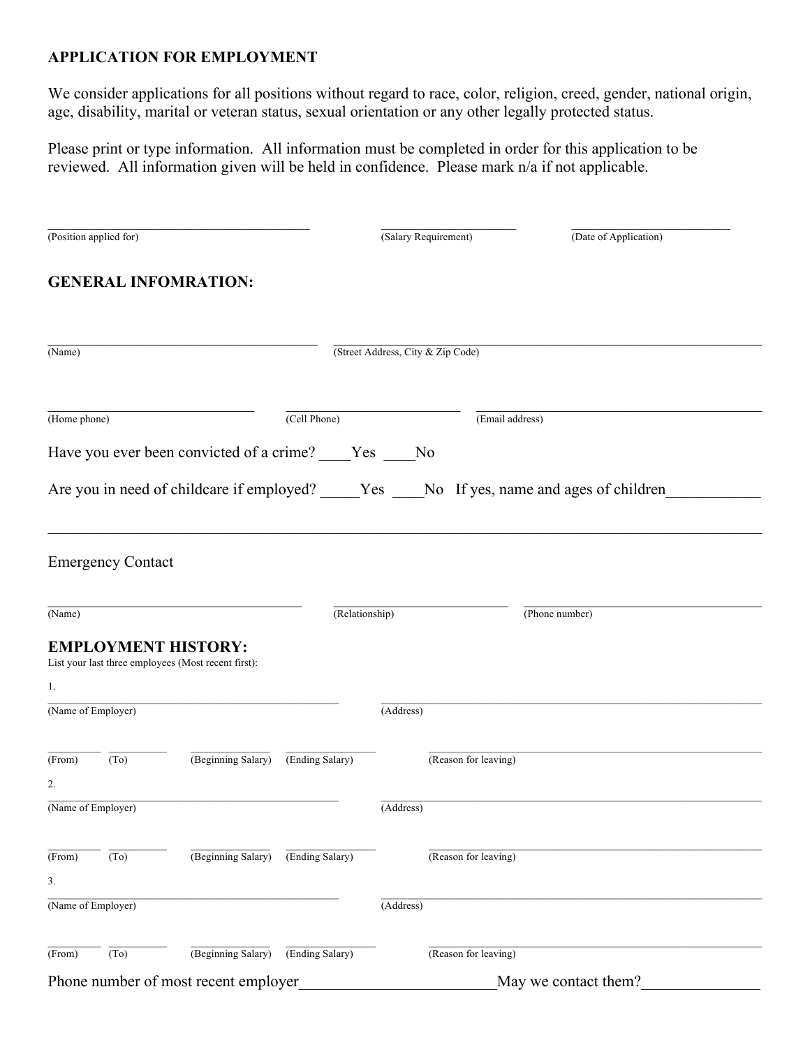**APPLICATION FOR EMPLOYMENT**

We consider applications for all positions without regard to race, color, religion, creed, gender, national origin, age, disability, marital or veteran status, sexual orientation or any other legally protected status.

Please print or type information. All information must be completed in order for this application to be reviewed. All information given will be held in confidence. Please mark n/a if not applicable.

______________________________ (Position applied for) ______________________ (Salary Requirement) ______________________ (Date of Application)

## GENERAL INFOMRATION:

______________________________ (Name) ______________________________________________ (Street Address, City & Zip Code)

______________________ (Home phone) ______________________ (Cell Phone) ______________________________ (Email address)

Have you ever been convicted of a crime? ____Yes ____No

Are you in need of childcare if employed? _____Yes ____No If yes, name and ages of children____________

______________________________________________________________________________

Emergency Contact

______________________________ (Name) ______________________ (Relationship) ______________________________ (Phone number)

## EMPLOYMENT HISTORY:

List your last three employees (Most recent first):

1.

______________________________ (Name of Employer) ______________________________________________ (Address)

________ (From) ________ (To) ____________ (Beginning Salary) ____________ (Ending Salary) ______________________________ (Reason for leaving)

2.

______________________________ (Name of Employer) ______________________________________________ (Address)

________ (From) ________ (To) ____________ (Beginning Salary) ____________ (Ending Salary) ______________________________ (Reason for leaving)

3.

______________________________ (Name of Employer) ______________________________________________ (Address)

________ (From) ________ (To) ____________ (Beginning Salary) ____________ (Ending Salary) ______________________________ (Reason for leaving)

Phone number of most recent employer________________________May we contact them?______________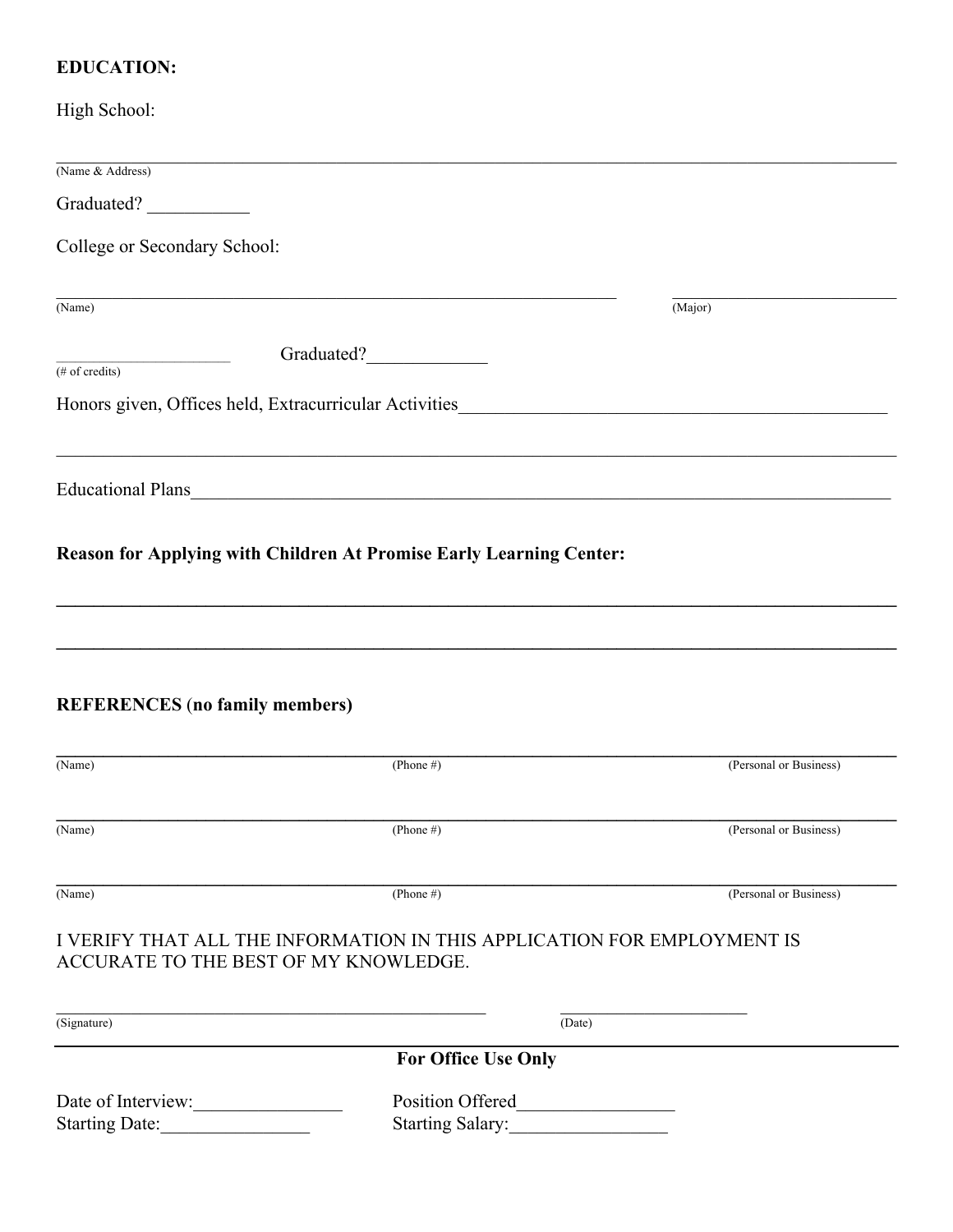**EDUCATION:**

High School:

\_\_\_\_\_\_\_\_\_\_\_\_\_\_\_\_\_\_\_\_\_\_\_\_\_\_\_\_\_\_\_\_\_\_\_\_\_\_\_\_\_\_\_\_\_\_\_\_\_\_\_\_\_\_\_\_\_\_\_\_\_\_\_\_\_\_\_\_\_\_
(Name & Address)

Graduated? \_\_\_\_\_\_\_\_\_\_\_

College or Secondary School:

\_\_\_\_\_\_\_\_\_\_\_\_\_\_\_\_\_\_\_\_\_\_\_\_\_\_\_\_\_\_\_\_\_\_\_\_\_\_\_\_\_\_\_\_\_\_ \_\_\_\_\_\_\_\_\_\_\_\_\_\_\_\_\_\_\_\_
(Name) (Major)

\_\_\_\_\_\_\_\_\_\_\_\_\_\_\_\_\_ Graduated?\_\_\_\_\_\_\_\_\_\_\_\_\_
(# of credits)

Honors given, Offices held, Extracurricular Activities\_\_\_\_\_\_\_\_\_\_\_\_\_\_\_\_\_\_\_\_\_\_\_\_\_\_\_\_\_\_\_\_\_\_\_\_\_\_\_\_\_\_\_

\_\_\_\_\_\_\_\_\_\_\_\_\_\_\_\_\_\_\_\_\_\_\_\_\_\_\_\_\_\_\_\_\_\_\_\_\_\_\_\_\_\_\_\_\_\_\_\_\_\_\_\_\_\_\_\_\_\_\_\_\_\_\_\_\_\_\_\_\_\_

Educational Plans\_\_\_\_\_\_\_\_\_\_\_\_\_\_\_\_\_\_\_\_\_\_\_\_\_\_\_\_\_\_\_\_\_\_\_\_\_\_\_\_\_\_\_\_\_\_\_\_\_\_\_\_\_\_\_\_\_\_\_\_\_\_\_\_

**Reason for Applying with Children At Promise Early Learning Center:**

\_\_\_\_\_\_\_\_\_\_\_\_\_\_\_\_\_\_\_\_\_\_\_\_\_\_\_\_\_\_\_\_\_\_\_\_\_\_\_\_\_\_\_\_\_\_\_\_\_\_\_\_\_\_\_\_\_\_\_\_\_\_\_\_\_\_\_\_\_\_

\_\_\_\_\_\_\_\_\_\_\_\_\_\_\_\_\_\_\_\_\_\_\_\_\_\_\_\_\_\_\_\_\_\_\_\_\_\_\_\_\_\_\_\_\_\_\_\_\_\_\_\_\_\_\_\_\_\_\_\_\_\_\_\_\_\_\_\_\_\_

**REFERENCES** (**no family members)**

\_\_\_\_\_\_\_\_\_\_\_\_\_\_\_\_\_\_\_\_\_\_\_\_\_\_\_\_\_\_\_\_\_\_\_\_\_\_\_\_\_\_\_\_\_\_\_\_\_\_\_\_\_\_\_\_\_\_\_\_\_\_\_\_\_\_\_\_\_\_
(Name) (Phone #) (Personal or Business)

\_\_\_\_\_\_\_\_\_\_\_\_\_\_\_\_\_\_\_\_\_\_\_\_\_\_\_\_\_\_\_\_\_\_\_\_\_\_\_\_\_\_\_\_\_\_\_\_\_\_\_\_\_\_\_\_\_\_\_\_\_\_\_\_\_\_\_\_\_\_
(Name) (Phone #) (Personal or Business)

\_\_\_\_\_\_\_\_\_\_\_\_\_\_\_\_\_\_\_\_\_\_\_\_\_\_\_\_\_\_\_\_\_\_\_\_\_\_\_\_\_\_\_\_\_\_\_\_\_\_\_\_\_\_\_\_\_\_\_\_\_\_\_\_\_\_\_\_\_\_
(Name) (Phone #) (Personal or Business)

I VERIFY THAT ALL THE INFORMATION IN THIS APPLICATION FOR EMPLOYMENT IS ACCURATE TO THE BEST OF MY KNOWLEDGE.

\_\_\_\_\_\_\_\_\_\_\_\_\_\_\_\_\_\_\_\_\_\_\_\_\_\_\_\_\_\_\_\_\_\_\_\_\_\_ \_\_\_\_\_\_\_\_\_\_\_\_\_\_\_\_\_\_\_\_
(Signature) (Date)

---

**For Office Use Only**

Date of Interview:\_\_\_\_\_\_\_\_\_\_\_\_\_\_\_\_ Position Offered\_\_\_\_\_\_\_\_\_\_\_\_\_\_\_\_\_
Starting Date:\_\_\_\_\_\_\_\_\_\_\_\_\_\_\_\_ Starting Salary:\_\_\_\_\_\_\_\_\_\_\_\_\_\_\_\_\_